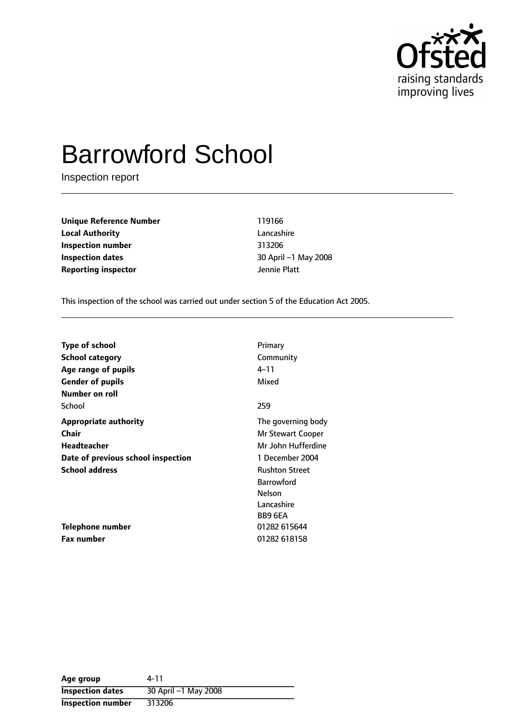# Barrowford School

Inspection report

| | |
|---|---|
| **Unique Reference Number** | 119166 |
| **Local Authority** | Lancashire |
| **Inspection number** | 313206 |
| **Inspection dates** | 30 April –1 May 2008 |
| **Reporting inspector** | Jennie Platt |

This inspection of the school was carried out under section 5 of the Education Act 2005.

| | |
|---|---|
| **Type of school** | Primary |
| **School category** | Community |
| **Age range of pupils** | 4–11 |
| **Gender of pupils** | Mixed |
| **Number on roll** | |
| School | 259 |
| **Appropriate authority** | The governing body |
| **Chair** | Mr Stewart Cooper |
| **Headteacher** | Mr John Hufferdine |
| **Date of previous school inspection** | 1 December 2004 |
| **School address** | Rushton Street<br>Barrowford<br>Nelson<br>Lancashire<br>BB9 6EA |
| **Telephone number** | 01282 615644 |
| **Fax number** | 01282 618158 |

| | |
|---|---|
| **Age group** | 4-11 |
| **Inspection dates** | 30 April –1 May 2008 |
| **Inspection number** | 313206 |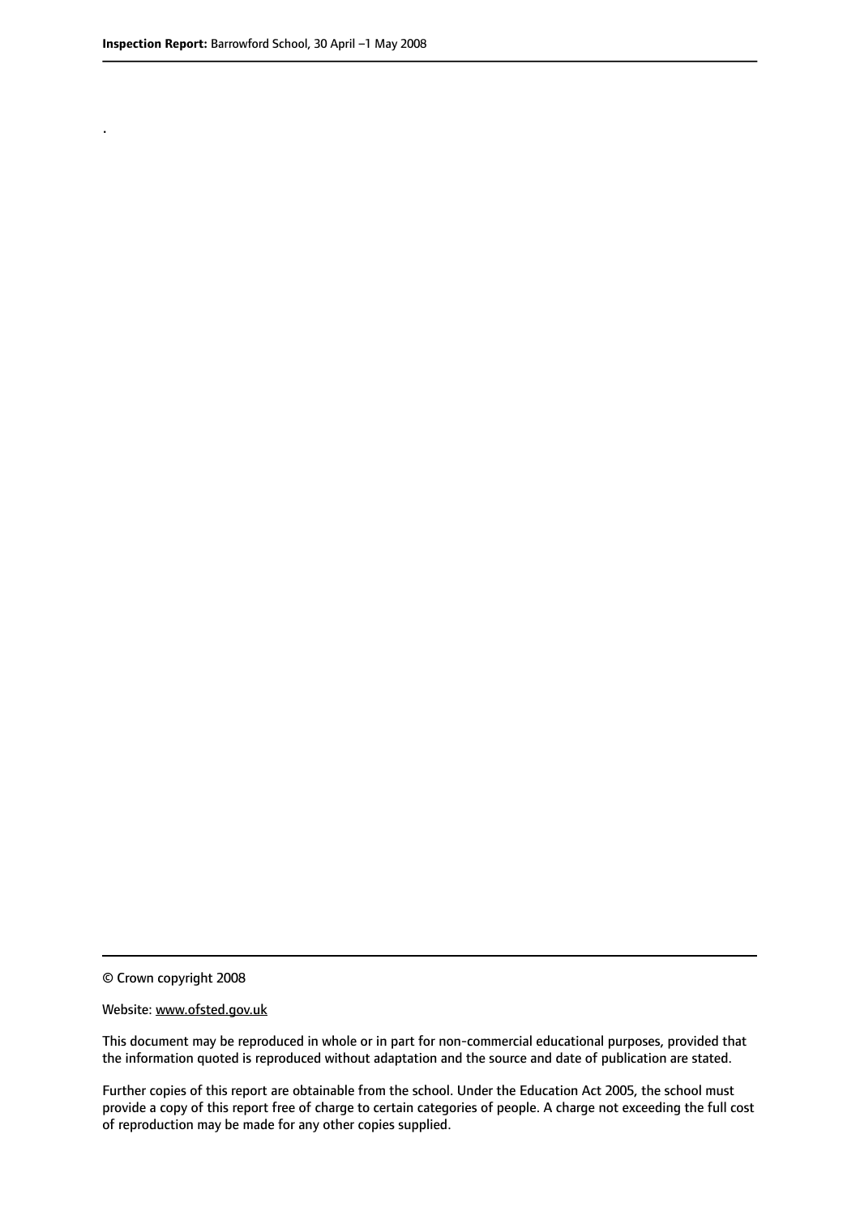.

© Crown copyright 2008

Website: www.ofsted.gov.uk

This document may be reproduced in whole or in part for non-commercial educational purposes, provided that the information quoted is reproduced without adaptation and the source and date of publication are stated.

Further copies of this report are obtainable from the school. Under the Education Act 2005, the school must provide a copy of this report free of charge to certain categories of people. A charge not exceeding the full cost of reproduction may be made for any other copies supplied.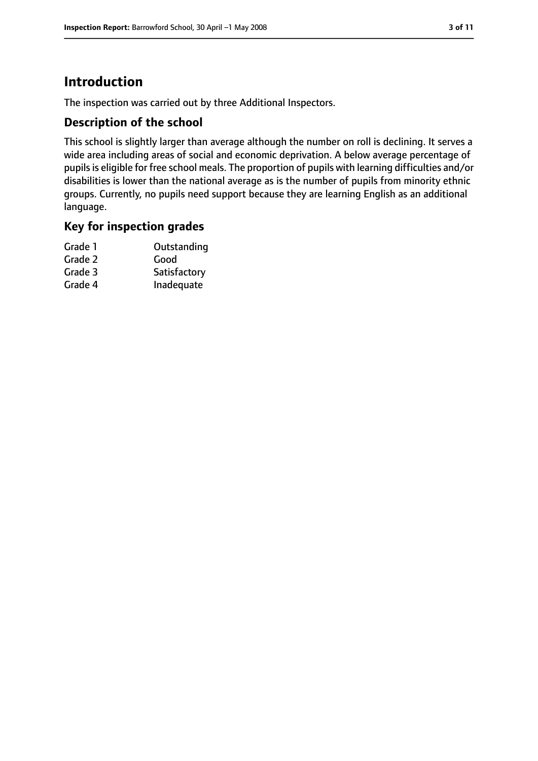# Introduction

The inspection was carried out by three Additional Inspectors.

## Description of the school

This school is slightly larger than average although the number on roll is declining. It serves a wide area including areas of social and economic deprivation. A below average percentage of pupils is eligible for free school meals. The proportion of pupils with learning difficulties and/or disabilities is lower than the national average as is the number of pupils from minority ethnic groups. Currently, no pupils need support because they are learning English as an additional language.

## Key for inspection grades

| | |
|---|---|
| Grade 1 | Outstanding |
| Grade 2 | Good |
| Grade 3 | Satisfactory |
| Grade 4 | Inadequate |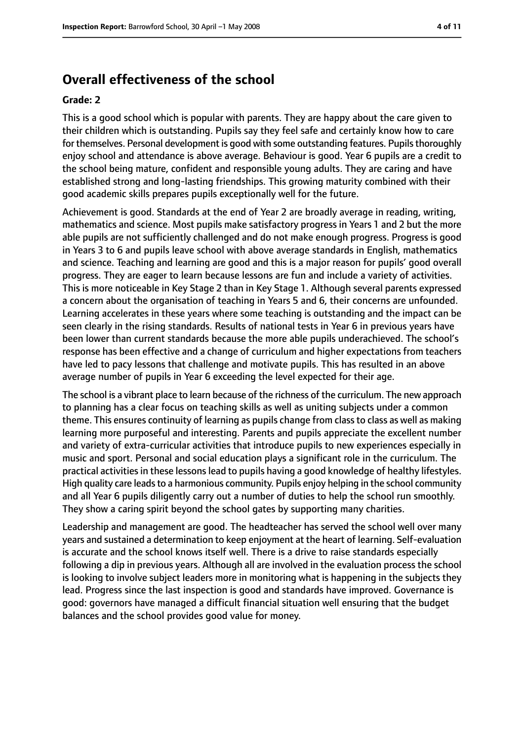## Overall effectiveness of the school

**Grade: 2**

This is a good school which is popular with parents. They are happy about the care given to their children which is outstanding. Pupils say they feel safe and certainly know how to care for themselves. Personal development is good with some outstanding features. Pupils thoroughly enjoy school and attendance is above average. Behaviour is good. Year 6 pupils are a credit to the school being mature, confident and responsible young adults. They are caring and have established strong and long-lasting friendships. This growing maturity combined with their good academic skills prepares pupils exceptionally well for the future.

Achievement is good. Standards at the end of Year 2 are broadly average in reading, writing, mathematics and science. Most pupils make satisfactory progress in Years 1 and 2 but the more able pupils are not sufficiently challenged and do not make enough progress. Progress is good in Years 3 to 6 and pupils leave school with above average standards in English, mathematics and science. Teaching and learning are good and this is a major reason for pupils' good overall progress. They are eager to learn because lessons are fun and include a variety of activities. This is more noticeable in Key Stage 2 than in Key Stage 1. Although several parents expressed a concern about the organisation of teaching in Years 5 and 6, their concerns are unfounded. Learning accelerates in these years where some teaching is outstanding and the impact can be seen clearly in the rising standards. Results of national tests in Year 6 in previous years have been lower than current standards because the more able pupils underachieved. The school's response has been effective and a change of curriculum and higher expectations from teachers have led to pacy lessons that challenge and motivate pupils. This has resulted in an above average number of pupils in Year 6 exceeding the level expected for their age.

The school is a vibrant place to learn because of the richness of the curriculum. The new approach to planning has a clear focus on teaching skills as well as uniting subjects under a common theme. This ensures continuity of learning as pupils change from class to class as well as making learning more purposeful and interesting. Parents and pupils appreciate the excellent number and variety of extra-curricular activities that introduce pupils to new experiences especially in music and sport. Personal and social education plays a significant role in the curriculum. The practical activities in these lessons lead to pupils having a good knowledge of healthy lifestyles. High quality care leads to a harmonious community. Pupils enjoy helping in the school community and all Year 6 pupils diligently carry out a number of duties to help the school run smoothly. They show a caring spirit beyond the school gates by supporting many charities.

Leadership and management are good. The headteacher has served the school well over many years and sustained a determination to keep enjoyment at the heart of learning. Self-evaluation is accurate and the school knows itself well. There is a drive to raise standards especially following a dip in previous years. Although all are involved in the evaluation process the school is looking to involve subject leaders more in monitoring what is happening in the subjects they lead. Progress since the last inspection is good and standards have improved. Governance is good: governors have managed a difficult financial situation well ensuring that the budget balances and the school provides good value for money.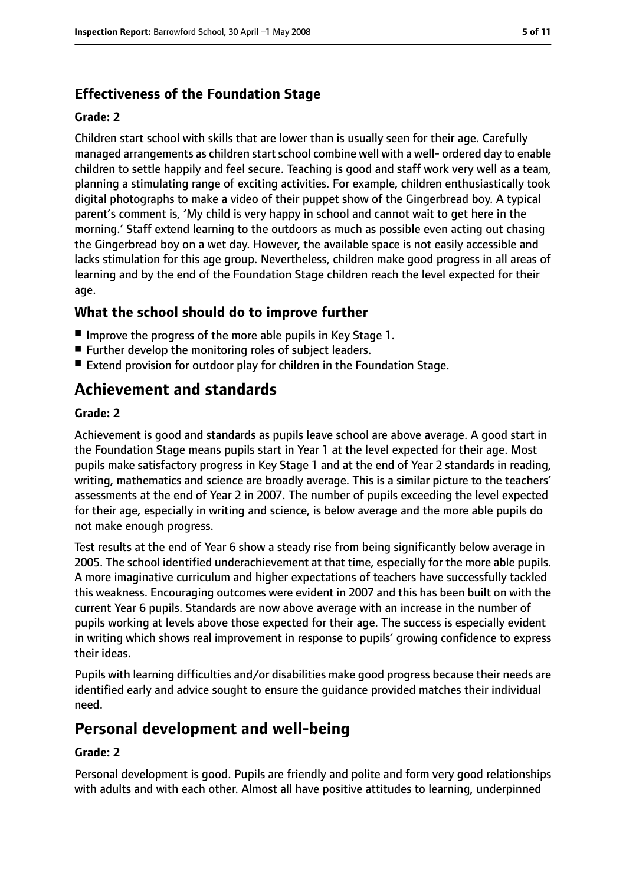### Effectiveness of the Foundation Stage

#### Grade: 2

Children start school with skills that are lower than is usually seen for their age. Carefully managed arrangements as children start school combine well with a well- ordered day to enable children to settle happily and feel secure. Teaching is good and staff work very well as a team, planning a stimulating range of exciting activities. For example, children enthusiastically took digital photographs to make a video of their puppet show of the Gingerbread boy. A typical parent's comment is, 'My child is very happy in school and cannot wait to get here in the morning.' Staff extend learning to the outdoors as much as possible even acting out chasing the Gingerbread boy on a wet day. However, the available space is not easily accessible and lacks stimulation for this age group. Nevertheless, children make good progress in all areas of learning and by the end of the Foundation Stage children reach the level expected for their age.

### What the school should do to improve further

- Improve the progress of the more able pupils in Key Stage 1.
- Further develop the monitoring roles of subject leaders.
- Extend provision for outdoor play for children in the Foundation Stage.

## Achievement and standards

#### Grade: 2

Achievement is good and standards as pupils leave school are above average. A good start in the Foundation Stage means pupils start in Year 1 at the level expected for their age. Most pupils make satisfactory progress in Key Stage 1 and at the end of Year 2 standards in reading, writing, mathematics and science are broadly average. This is a similar picture to the teachers' assessments at the end of Year 2 in 2007. The number of pupils exceeding the level expected for their age, especially in writing and science, is below average and the more able pupils do not make enough progress.

Test results at the end of Year 6 show a steady rise from being significantly below average in 2005. The school identified underachievement at that time, especially for the more able pupils. A more imaginative curriculum and higher expectations of teachers have successfully tackled this weakness. Encouraging outcomes were evident in 2007 and this has been built on with the current Year 6 pupils. Standards are now above average with an increase in the number of pupils working at levels above those expected for their age. The success is especially evident in writing which shows real improvement in response to pupils' growing confidence to express their ideas.

Pupils with learning difficulties and/or disabilities make good progress because their needs are identified early and advice sought to ensure the guidance provided matches their individual need.

## Personal development and well-being

#### Grade: 2

Personal development is good. Pupils are friendly and polite and form very good relationships with adults and with each other. Almost all have positive attitudes to learning, underpinned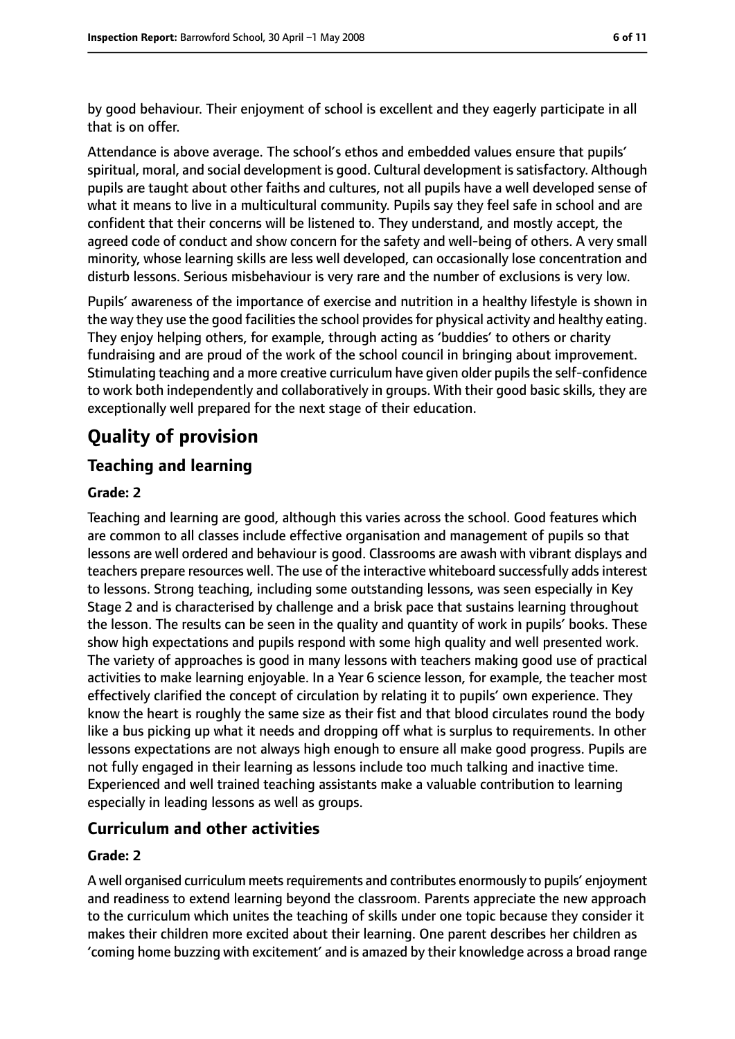by good behaviour. Their enjoyment of school is excellent and they eagerly participate in all that is on offer.

Attendance is above average. The school's ethos and embedded values ensure that pupils' spiritual, moral, and social development is good. Cultural development is satisfactory. Although pupils are taught about other faiths and cultures, not all pupils have a well developed sense of what it means to live in a multicultural community. Pupils say they feel safe in school and are confident that their concerns will be listened to. They understand, and mostly accept, the agreed code of conduct and show concern for the safety and well-being of others. A very small minority, whose learning skills are less well developed, can occasionally lose concentration and disturb lessons. Serious misbehaviour is very rare and the number of exclusions is very low.

Pupils' awareness of the importance of exercise and nutrition in a healthy lifestyle is shown in the way they use the good facilities the school provides for physical activity and healthy eating. They enjoy helping others, for example, through acting as 'buddies' to others or charity fundraising and are proud of the work of the school council in bringing about improvement. Stimulating teaching and a more creative curriculum have given older pupils the self-confidence to work both independently and collaboratively in groups. With their good basic skills, they are exceptionally well prepared for the next stage of their education.

# Quality of provision

## Teaching and learning

### Grade: 2

Teaching and learning are good, although this varies across the school. Good features which are common to all classes include effective organisation and management of pupils so that lessons are well ordered and behaviour is good. Classrooms are awash with vibrant displays and teachers prepare resources well. The use of the interactive whiteboard successfully adds interest to lessons. Strong teaching, including some outstanding lessons, was seen especially in Key Stage 2 and is characterised by challenge and a brisk pace that sustains learning throughout the lesson. The results can be seen in the quality and quantity of work in pupils' books. These show high expectations and pupils respond with some high quality and well presented work. The variety of approaches is good in many lessons with teachers making good use of practical activities to make learning enjoyable. In a Year 6 science lesson, for example, the teacher most effectively clarified the concept of circulation by relating it to pupils' own experience. They know the heart is roughly the same size as their fist and that blood circulates round the body like a bus picking up what it needs and dropping off what is surplus to requirements. In other lessons expectations are not always high enough to ensure all make good progress. Pupils are not fully engaged in their learning as lessons include too much talking and inactive time. Experienced and well trained teaching assistants make a valuable contribution to learning especially in leading lessons as well as groups.

## Curriculum and other activities

### Grade: 2

A well organised curriculum meets requirements and contributes enormously to pupils' enjoyment and readiness to extend learning beyond the classroom. Parents appreciate the new approach to the curriculum which unites the teaching of skills under one topic because they consider it makes their children more excited about their learning. One parent describes her children as 'coming home buzzing with excitement' and is amazed by their knowledge across a broad range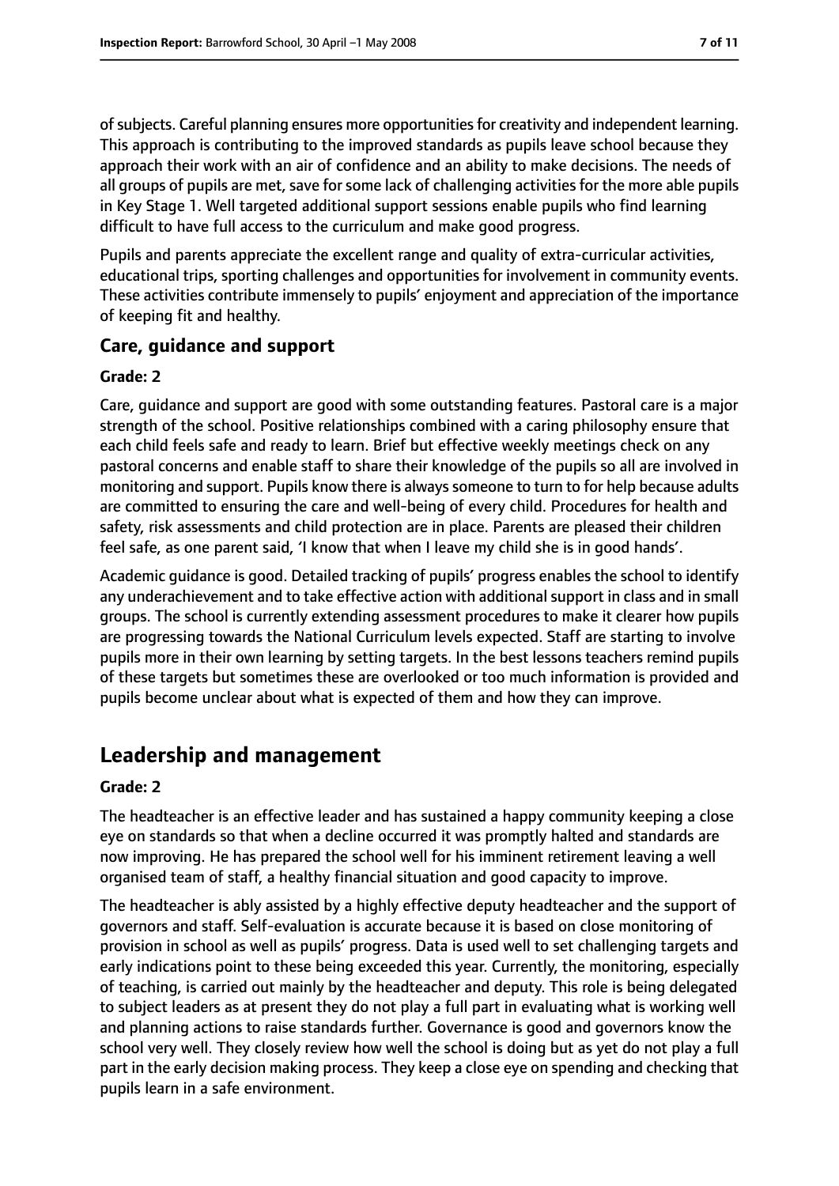of subjects. Careful planning ensures more opportunities for creativity and independent learning. This approach is contributing to the improved standards as pupils leave school because they approach their work with an air of confidence and an ability to make decisions. The needs of all groups of pupils are met, save for some lack of challenging activities for the more able pupils in Key Stage 1. Well targeted additional support sessions enable pupils who find learning difficult to have full access to the curriculum and make good progress.

Pupils and parents appreciate the excellent range and quality of extra-curricular activities, educational trips, sporting challenges and opportunities for involvement in community events. These activities contribute immensely to pupils' enjoyment and appreciation of the importance of keeping fit and healthy.

### Care, guidance and support

#### Grade: 2

Care, guidance and support are good with some outstanding features. Pastoral care is a major strength of the school. Positive relationships combined with a caring philosophy ensure that each child feels safe and ready to learn. Brief but effective weekly meetings check on any pastoral concerns and enable staff to share their knowledge of the pupils so all are involved in monitoring and support. Pupils know there is always someone to turn to for help because adults are committed to ensuring the care and well-being of every child. Procedures for health and safety, risk assessments and child protection are in place. Parents are pleased their children feel safe, as one parent said, 'I know that when I leave my child she is in good hands'.

Academic guidance is good. Detailed tracking of pupils' progress enables the school to identify any underachievement and to take effective action with additional support in class and in small groups. The school is currently extending assessment procedures to make it clearer how pupils are progressing towards the National Curriculum levels expected. Staff are starting to involve pupils more in their own learning by setting targets. In the best lessons teachers remind pupils of these targets but sometimes these are overlooked or too much information is provided and pupils become unclear about what is expected of them and how they can improve.

## Leadership and management

#### Grade: 2

The headteacher is an effective leader and has sustained a happy community keeping a close eye on standards so that when a decline occurred it was promptly halted and standards are now improving. He has prepared the school well for his imminent retirement leaving a well organised team of staff, a healthy financial situation and good capacity to improve.

The headteacher is ably assisted by a highly effective deputy headteacher and the support of governors and staff. Self-evaluation is accurate because it is based on close monitoring of provision in school as well as pupils' progress. Data is used well to set challenging targets and early indications point to these being exceeded this year. Currently, the monitoring, especially of teaching, is carried out mainly by the headteacher and deputy. This role is being delegated to subject leaders as at present they do not play a full part in evaluating what is working well and planning actions to raise standards further. Governance is good and governors know the school very well. They closely review how well the school is doing but as yet do not play a full part in the early decision making process. They keep a close eye on spending and checking that pupils learn in a safe environment.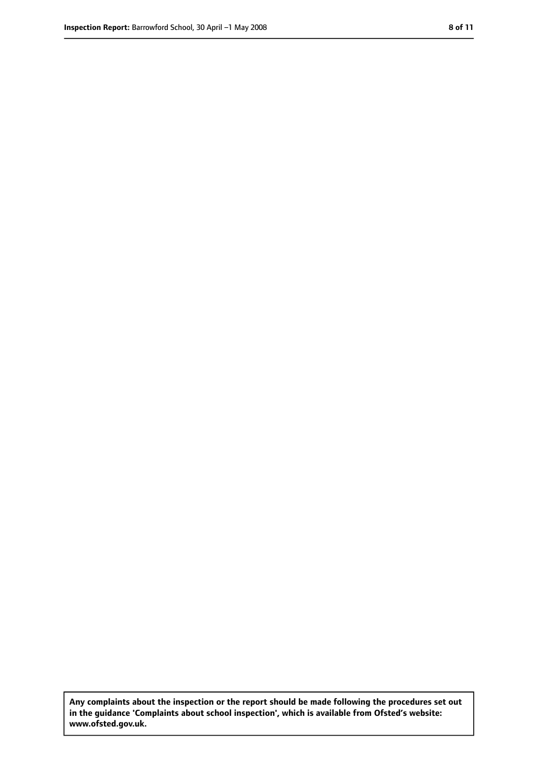**Any complaints about the inspection or the report should be made following the procedures set out in the guidance 'Complaints about school inspection', which is available from Ofsted's website: www.ofsted.gov.uk.**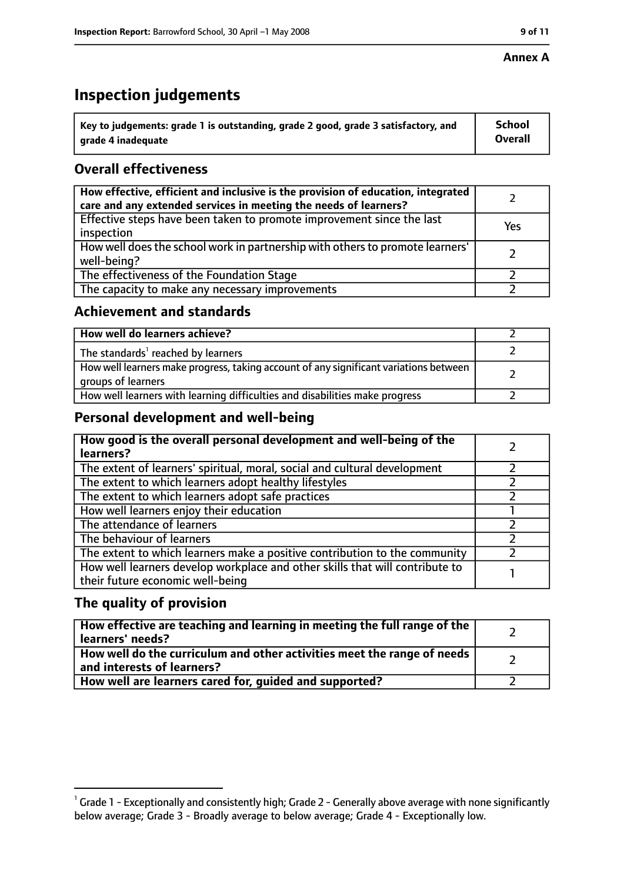**Annex A**

# Inspection judgements

| Key to judgements: grade 1 is outstanding, grade 2 good, grade 3 satisfactory, and grade 4 inadequate | School Overall |
|---|---|

## Overall effectiveness

| | |
|---|---|
| **How effective, efficient and inclusive is the provision of education, integrated care and any extended services in meeting the needs of learners?** | 2 |
| Effective steps have been taken to promote improvement since the last inspection | Yes |
| How well does the school work in partnership with others to promote learners' well-being? | 2 |
| The effectiveness of the Foundation Stage | 2 |
| The capacity to make any necessary improvements | 2 |

## Achievement and standards

| | |
|---|---|
| **How well do learners achieve?** | 2 |
| The standards[1] reached by learners | 2 |
| How well learners make progress, taking account of any significant variations between groups of learners | 2 |
| How well learners with learning difficulties and disabilities make progress | 2 |

## Personal development and well-being

| | |
|---|---|
| **How good is the overall personal development and well-being of the learners?** | 2 |
| The extent of learners' spiritual, moral, social and cultural development | 2 |
| The extent to which learners adopt healthy lifestyles | 2 |
| The extent to which learners adopt safe practices | 2 |
| How well learners enjoy their education | 1 |
| The attendance of learners | 2 |
| The behaviour of learners | 2 |
| The extent to which learners make a positive contribution to the community | 2 |
| How well learners develop workplace and other skills that will contribute to their future economic well-being | 1 |

## The quality of provision

| | |
|---|---|
| **How effective are teaching and learning in meeting the full range of the learners' needs?** | 2 |
| **How well do the curriculum and other activities meet the range of needs and interests of learners?** | 2 |
| **How well are learners cared for, guided and supported?** | 2 |

[1] Grade 1 - Exceptionally and consistently high; Grade 2 - Generally above average with none significantly below average; Grade 3 - Broadly average to below average; Grade 4 - Exceptionally low.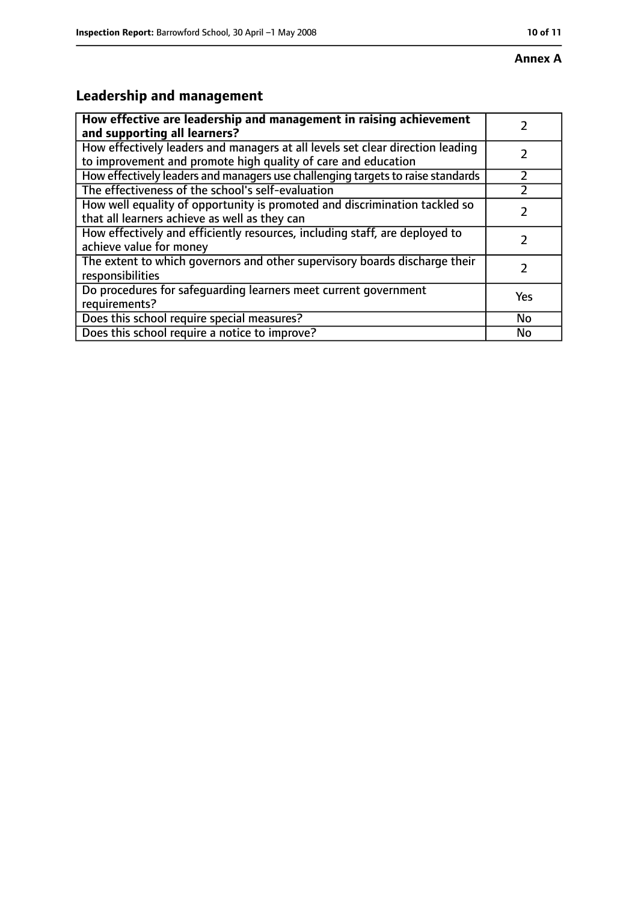**Annex A**

## Leadership and management

| **How effective are leadership and management in raising achievement and supporting all learners?** | 2 |
|---|---|
| How effectively leaders and managers at all levels set clear direction leading to improvement and promote high quality of care and education | 2 |
| How effectively leaders and managers use challenging targets to raise standards | 2 |
| The effectiveness of the school's self-evaluation | 2 |
| How well equality of opportunity is promoted and discrimination tackled so that all learners achieve as well as they can | 2 |
| How effectively and efficiently resources, including staff, are deployed to achieve value for money | 2 |
| The extent to which governors and other supervisory boards discharge their responsibilities | 2 |
| Do procedures for safeguarding learners meet current government requirements? | Yes |
| Does this school require special measures? | No |
| Does this school require a notice to improve? | No |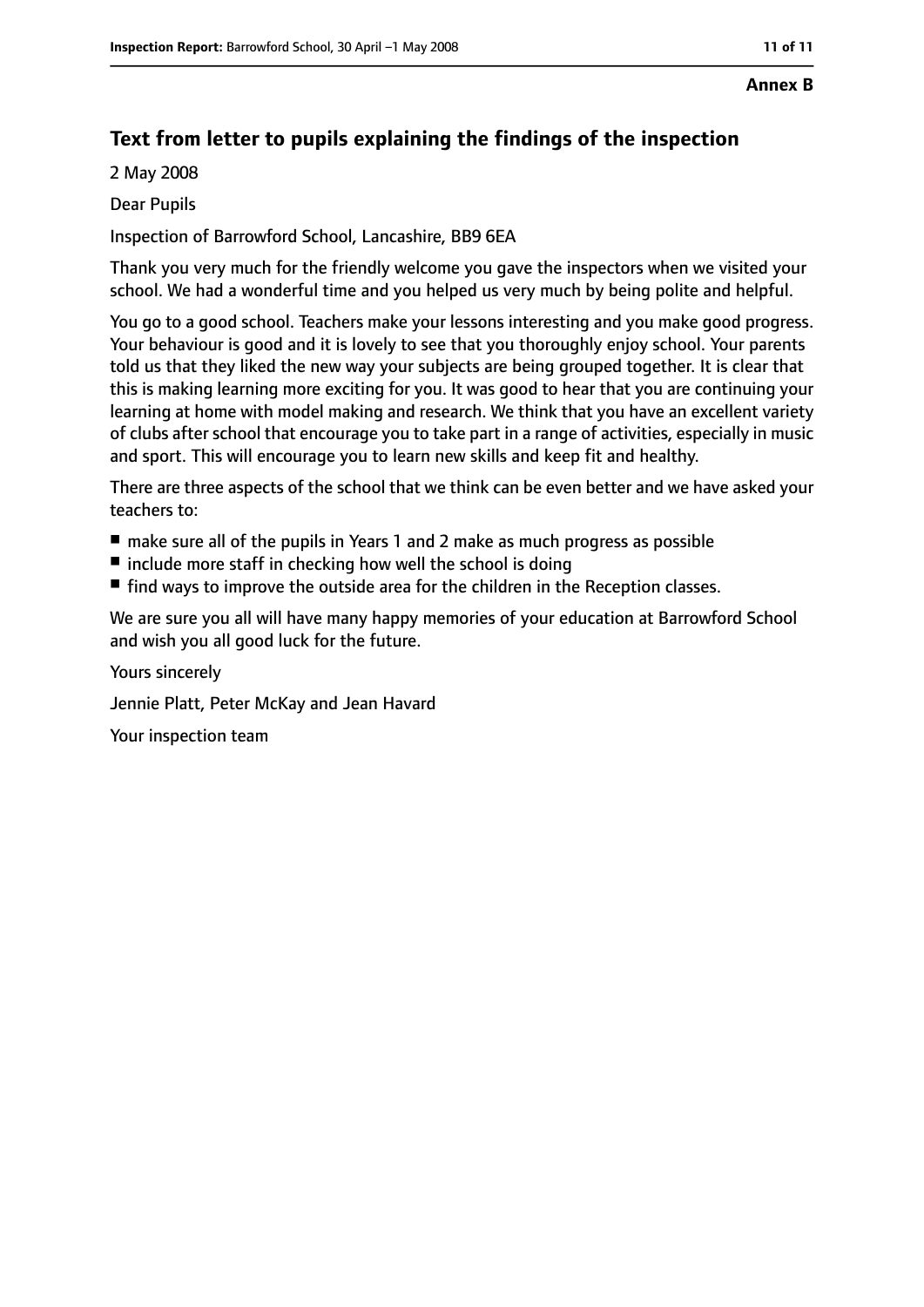**Annex B**

## Text from letter to pupils explaining the findings of the inspection

2 May 2008

Dear Pupils

Inspection of Barrowford School, Lancashire, BB9 6EA

Thank you very much for the friendly welcome you gave the inspectors when we visited your school. We had a wonderful time and you helped us very much by being polite and helpful.

You go to a good school. Teachers make your lessons interesting and you make good progress. Your behaviour is good and it is lovely to see that you thoroughly enjoy school. Your parents told us that they liked the new way your subjects are being grouped together. It is clear that this is making learning more exciting for you. It was good to hear that you are continuing your learning at home with model making and research. We think that you have an excellent variety of clubs after school that encourage you to take part in a range of activities, especially in music and sport. This will encourage you to learn new skills and keep fit and healthy.

There are three aspects of the school that we think can be even better and we have asked your teachers to:

- make sure all of the pupils in Years 1 and 2 make as much progress as possible
- include more staff in checking how well the school is doing
- find ways to improve the outside area for the children in the Reception classes.

We are sure you all will have many happy memories of your education at Barrowford School and wish you all good luck for the future.

Yours sincerely

Jennie Platt, Peter McKay and Jean Havard

Your inspection team